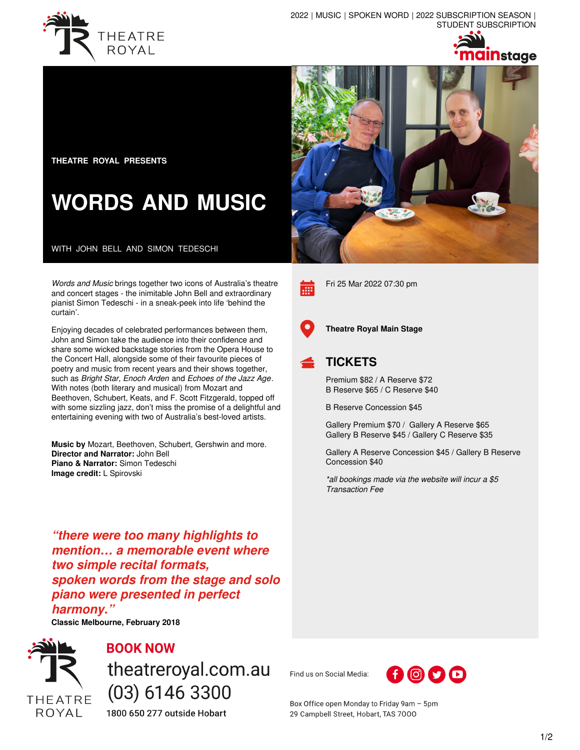2022 | MUSIC | SPOKEN WORD | 2022 SUBSCRIPTION SEASON | STUDENT SUBSCRIPTION

**THEATRE ROYAL PRESENTS**

# WORDS AND MUSIC

WITH JOHN BELL AND SIMON TEDESCHI

*Words and Music* brings together two icons of Australia's theatre and concert stages - the inimitable John Bell and extraordinary pianist Simon Tedeschi - in a sneak-peek into life 'behind the curtain'.

Enjoying decades of celebrated performances between them, John and Simon take the audience into their confidence and share some wicked backstage stories from the Opera House to the Concert Hall, alongside some of their favourite pieces of poetry and music from recent years and their shows together, such as *Bright Star, Enoch Arden* and *Echoes of the Jazz Age*. With notes (both literary and musical) from Mozart and Beethoven, Schubert, Keats, and F. Scott Fitzgerald, topped off with some sizzling jazz, don't miss the promise of a delightful and entertaining evening with two of Australia's best-loved artists.

**Music by** Mozart, Beethoven, Schubert, Gershwin and more.
**Director and Narrator:** John Bell
**Piano & Narrator:** Simon Tedeschi
**Image credit:** L Spirovski

***"there were too many highlights to mention… a memorable event where two simple recital formats, spoken words from the stage and solo piano were presented in perfect harmony."***
**Classic Melbourne, February 2018**

Fri 25 Mar 2022 07:30 pm

**Theatre Royal Main Stage**

## TICKETS

Premium $82 / A Reserve $72
B Reserve $65 / C Reserve $40

B Reserve Concession $45

Gallery Premium $70 / Gallery A Reserve $65
Gallery B Reserve $45 / Gallery C Reserve $35

Gallery A Reserve Concession $45 / Gallery B Reserve Concession $40

*\*all bookings made via the website will incur a $5 Transaction Fee*

**BOOK NOW**
theatreroyal.com.au
(03) 6146 3300
**1800 650 277 outside Hobart**

Find us on Social Media:

Box Office open Monday to Friday 9am – 5pm
29 Campbell Street, Hobart, TAS 7000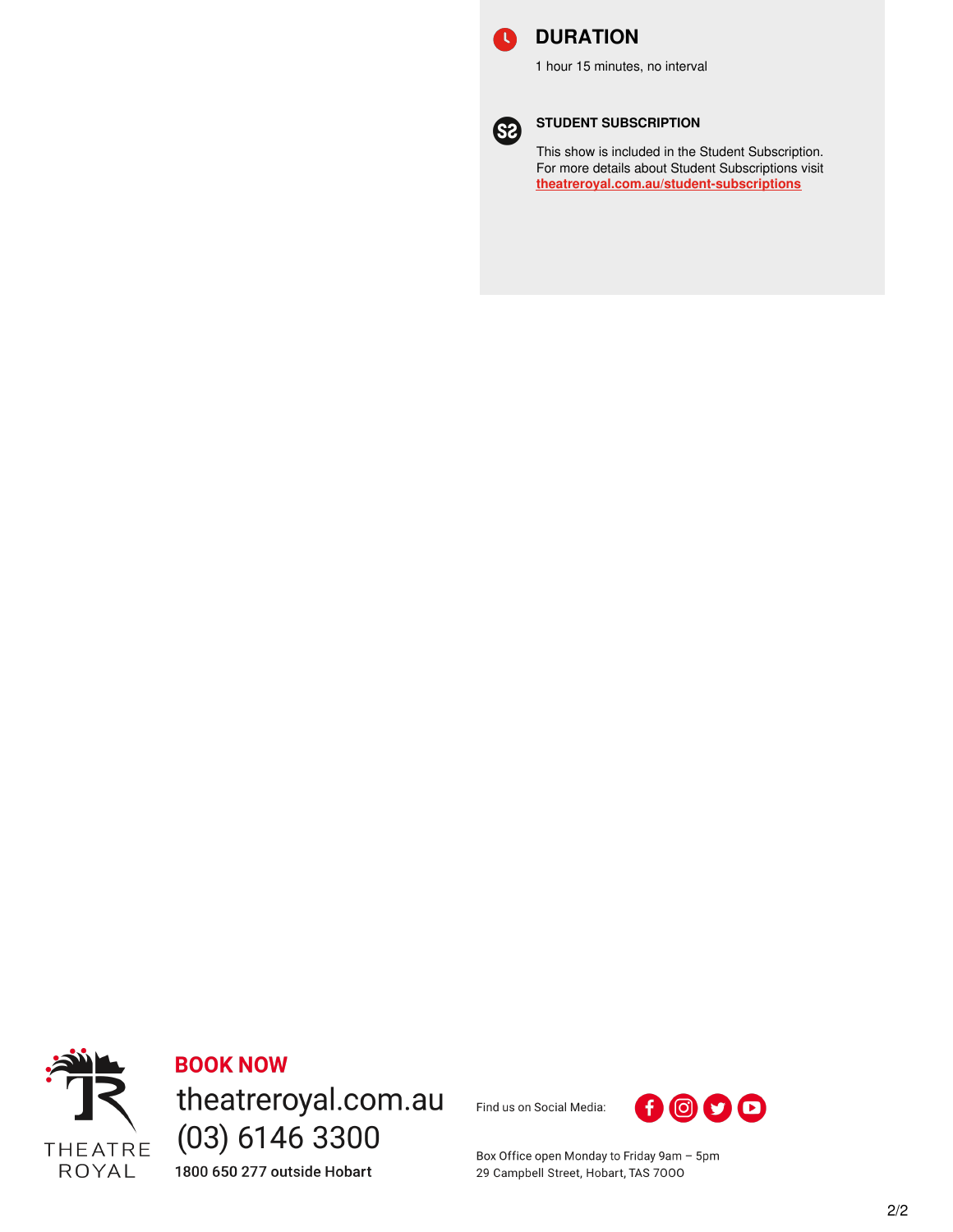## DURATION

1 hour 15 minutes, no interval

### STUDENT SUBSCRIPTION

This show is included in the Student Subscription.
For more details about Student Subscriptions visit
[theatreroyal.com.au/student-subscriptions](theatreroyal.com.au/student-subscriptions)

THEATRE ROYAL

**BOOK NOW**

theatreroyal.com.au
(03) 6146 3300
**1800 650 277 outside Hobart**

Find us on Social Media:

Box Office open Monday to Friday 9am – 5pm
29 Campbell Street, Hobart, TAS 7000